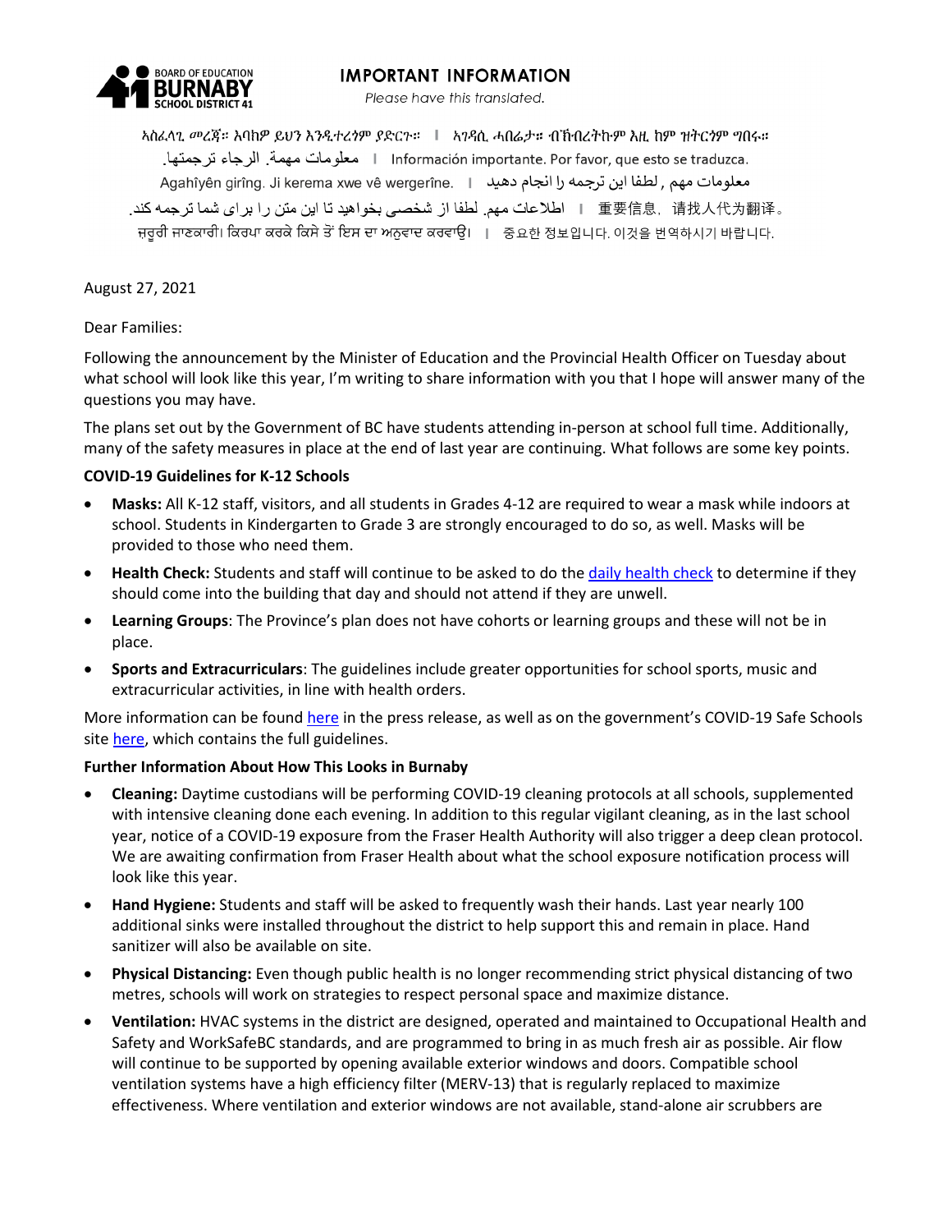BOARD OF EDUCATION **BURNABY** SCHOOL DISTRICT 41

**IMPORTANT INFORMATION**

*Please have this translated.*

አስፈላጊ መረጃ። እባክዎ ይህን እንዲተረጎም ያድርጉ። | ኣገዳሲ ሓበሬታ። ብኽብረትኩም እዚ ክም ዝትርጎም ግበሩ።

معلومات مهمة. الرجاء ترجمتها. | Información importante. Por favor, que esto se traduzca.

Agahîyên girîng. Ji kerema xwe vê wergerîne. | معلومات مهم , لطفا این ترجمه را انجام دهید

اطلاعات مهم. لطفا از شخصی بخواهید تا این متن را برای شما ترجمه کند. | 重要信息，请找人代为翻译。

ਜ਼ਰੂਰੀ ਜਾਣਕਾਰੀ। ਕਿਰਪਾ ਕਰਕੇ ਕਿਸੇ ਤੋਂ ਇਸ ਦਾ ਅਨੁਵਾਦ ਕਰਵਾਉ। | 중요한 정보입니다. 이것을 번역하시기 바랍니다.

August 27, 2021

Dear Families:

Following the announcement by the Minister of Education and the Provincial Health Officer on Tuesday about what school will look like this year, I'm writing to share information with you that I hope will answer many of the questions you may have.

The plans set out by the Government of BC have students attending in-person at school full time. Additionally, many of the safety measures in place at the end of last year are continuing. What follows are some key points.

**COVID-19 Guidelines for K-12 Schools**

- **Masks:** All K-12 staff, visitors, and all students in Grades 4-12 are required to wear a mask while indoors at school. Students in Kindergarten to Grade 3 are strongly encouraged to do so, as well. Masks will be provided to those who need them.
- **Health Check:** Students and staff will continue to be asked to do the daily health check to determine if they should come into the building that day and should not attend if they are unwell.
- **Learning Groups**: The Province's plan does not have cohorts or learning groups and these will not be in place.
- **Sports and Extracurriculars**: The guidelines include greater opportunities for school sports, music and extracurricular activities, in line with health orders.

More information can be found here in the press release, as well as on the government's COVID-19 Safe Schools site here, which contains the full guidelines.

**Further Information About How This Looks in Burnaby**

- **Cleaning:** Daytime custodians will be performing COVID-19 cleaning protocols at all schools, supplemented with intensive cleaning done each evening. In addition to this regular vigilant cleaning, as in the last school year, notice of a COVID-19 exposure from the Fraser Health Authority will also trigger a deep clean protocol. We are awaiting confirmation from Fraser Health about what the school exposure notification process will look like this year.
- **Hand Hygiene:** Students and staff will be asked to frequently wash their hands. Last year nearly 100 additional sinks were installed throughout the district to help support this and remain in place. Hand sanitizer will also be available on site.
- **Physical Distancing:** Even though public health is no longer recommending strict physical distancing of two metres, schools will work on strategies to respect personal space and maximize distance.
- **Ventilation:** HVAC systems in the district are designed, operated and maintained to Occupational Health and Safety and WorkSafeBC standards, and are programmed to bring in as much fresh air as possible. Air flow will continue to be supported by opening available exterior windows and doors. Compatible school ventilation systems have a high efficiency filter (MERV-13) that is regularly replaced to maximize effectiveness. Where ventilation and exterior windows are not available, stand-alone air scrubbers are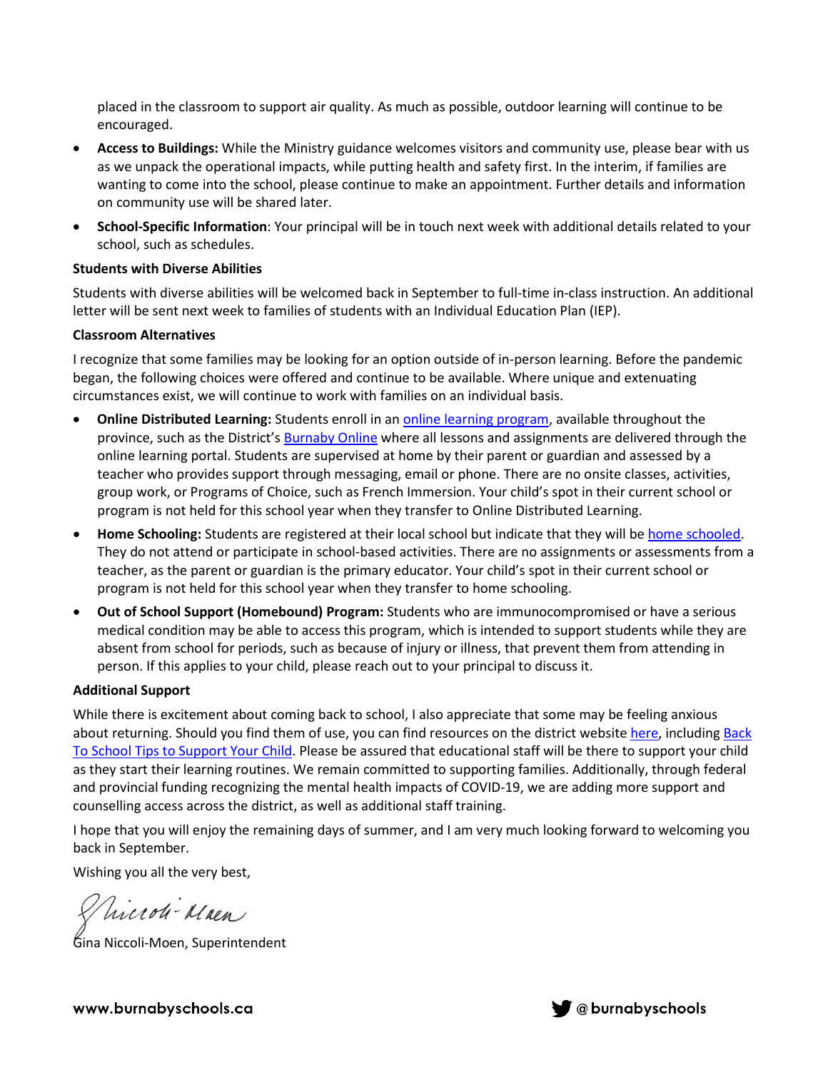placed in the classroom to support air quality. As much as possible, outdoor learning will continue to be encouraged.

- **Access to Buildings:** While the Ministry guidance welcomes visitors and community use, please bear with us as we unpack the operational impacts, while putting health and safety first. In the interim, if families are wanting to come into the school, please continue to make an appointment. Further details and information on community use will be shared later.
- **School-Specific Information**: Your principal will be in touch next week with additional details related to your school, such as schedules.

**Students with Diverse Abilities**

Students with diverse abilities will be welcomed back in September to full-time in-class instruction. An additional letter will be sent next week to families of students with an Individual Education Plan (IEP).

**Classroom Alternatives**

I recognize that some families may be looking for an option outside of in-person learning. Before the pandemic began, the following choices were offered and continue to be available. Where unique and extenuating circumstances exist, we will continue to work with families on an individual basis.

- **Online Distributed Learning:** Students enroll in an online learning program, available throughout the province, such as the District's Burnaby Online where all lessons and assignments are delivered through the online learning portal. Students are supervised at home by their parent or guardian and assessed by a teacher who provides support through messaging, email or phone. There are no onsite classes, activities, group work, or Programs of Choice, such as French Immersion. Your child's spot in their current school or program is not held for this school year when they transfer to Online Distributed Learning.
- **Home Schooling:** Students are registered at their local school but indicate that they will be home schooled. They do not attend or participate in school-based activities. There are no assignments or assessments from a teacher, as the parent or guardian is the primary educator. Your child's spot in their current school or program is not held for this school year when they transfer to home schooling.
- **Out of School Support (Homebound) Program:** Students who are immunocompromised or have a serious medical condition may be able to access this program, which is intended to support students while they are absent from school for periods, such as because of injury or illness, that prevent them from attending in person. If this applies to your child, please reach out to your principal to discuss it.

**Additional Support**

While there is excitement about coming back to school, I also appreciate that some may be feeling anxious about returning. Should you find them of use, you can find resources on the district website here, including Back To School Tips to Support Your Child. Please be assured that educational staff will be there to support your child as they start their learning routines. We remain committed to supporting families. Additionally, through federal and provincial funding recognizing the mental health impacts of COVID-19, we are adding more support and counselling access across the district, as well as additional staff training.

I hope that you will enjoy the remaining days of summer, and I am very much looking forward to welcoming you back in September.

Wishing you all the very best,

Gina Niccoli-Moen, Superintendent

www.burnabyschools.ca

@burnabyschools